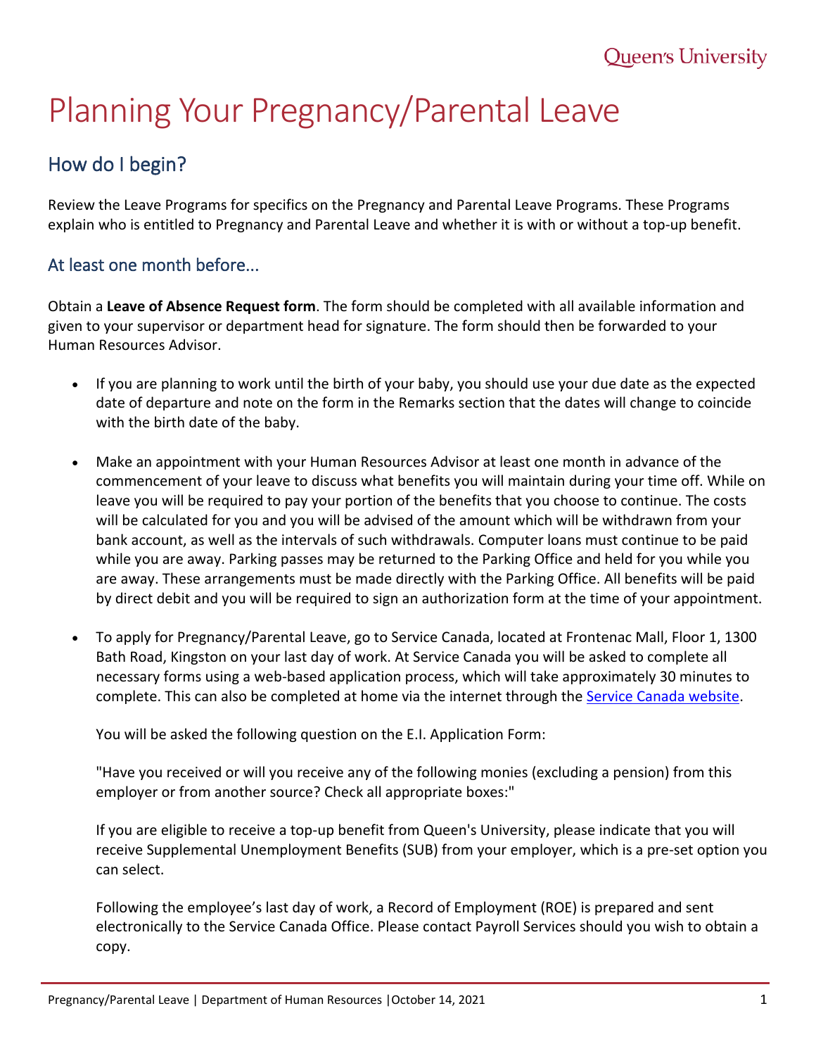# Planning Your Pregnancy/Parental Leave

## How do I begin?

Review the Leave Programs for specifics on the Pregnancy and Parental Leave Programs. These Programs explain who is entitled to Pregnancy and Parental Leave and whether it is with or without a top-up benefit.

### At least one month before...

Obtain a **Leave of Absence Request form**. The form should be completed with all available information and given to your supervisor or department head for signature. The form should then be forwarded to your Human Resources Advisor.

- If you are planning to work until the birth of your baby, you should use your due date as the expected date of departure and note on the form in the Remarks section that the dates will change to coincide with the birth date of the baby.

- Make an appointment with your Human Resources Advisor at least one month in advance of the commencement of your leave to discuss what benefits you will maintain during your time off. While on leave you will be required to pay your portion of the benefits that you choose to continue. The costs will be calculated for you and you will be advised of the amount which will be withdrawn from your bank account, as well as the intervals of such withdrawals. Computer loans must continue to be paid while you are away. Parking passes may be returned to the Parking Office and held for you while you are away. These arrangements must be made directly with the Parking Office. All benefits will be paid by direct debit and you will be required to sign an authorization form at the time of your appointment.

- To apply for Pregnancy/Parental Leave, go to Service Canada, located at Frontenac Mall, Floor 1, 1300 Bath Road, Kingston on your last day of work. At Service Canada you will be asked to complete all necessary forms using a web-based application process, which will take approximately 30 minutes to complete. This can also be completed at home via the internet through the Service Canada website.

  You will be asked the following question on the E.I. Application Form:

  "Have you received or will you receive any of the following monies (excluding a pension) from this employer or from another source? Check all appropriate boxes:"

  If you are eligible to receive a top-up benefit from Queen's University, please indicate that you will receive Supplemental Unemployment Benefits (SUB) from your employer, which is a pre-set option you can select.

  Following the employee's last day of work, a Record of Employment (ROE) is prepared and sent electronically to the Service Canada Office. Please contact Payroll Services should you wish to obtain a copy.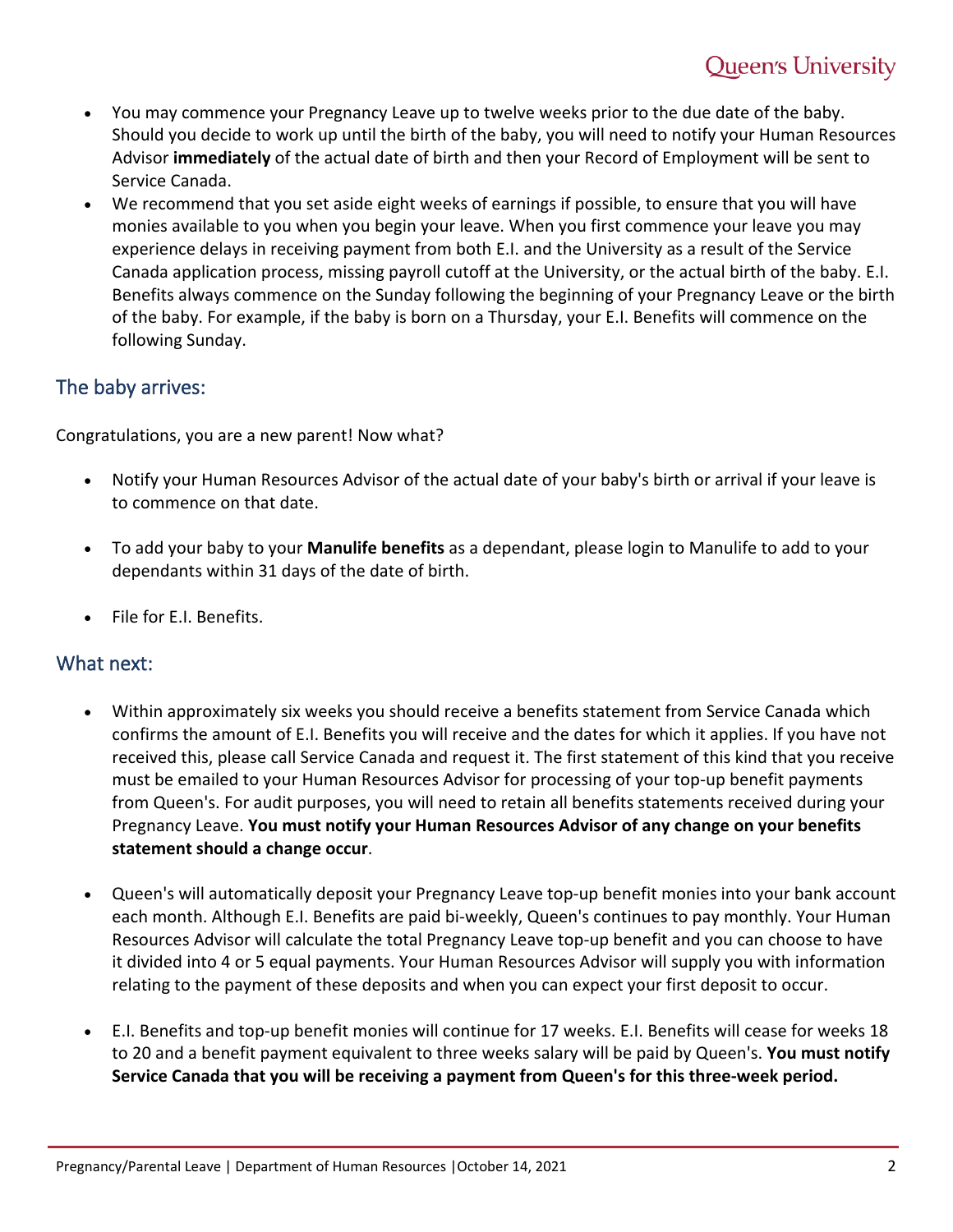- You may commence your Pregnancy Leave up to twelve weeks prior to the due date of the baby. Should you decide to work up until the birth of the baby, you will need to notify your Human Resources Advisor **immediately** of the actual date of birth and then your Record of Employment will be sent to Service Canada.
- We recommend that you set aside eight weeks of earnings if possible, to ensure that you will have monies available to you when you begin your leave. When you first commence your leave you may experience delays in receiving payment from both E.I. and the University as a result of the Service Canada application process, missing payroll cutoff at the University, or the actual birth of the baby. E.I. Benefits always commence on the Sunday following the beginning of your Pregnancy Leave or the birth of the baby. For example, if the baby is born on a Thursday, your E.I. Benefits will commence on the following Sunday.

## The baby arrives:

Congratulations, you are a new parent! Now what?

- Notify your Human Resources Advisor of the actual date of your baby's birth or arrival if your leave is to commence on that date.
- To add your baby to your **Manulife benefits** as a dependant, please login to Manulife to add to your dependants within 31 days of the date of birth.
- File for E.I. Benefits.

## What next:

- Within approximately six weeks you should receive a benefits statement from Service Canada which confirms the amount of E.I. Benefits you will receive and the dates for which it applies. If you have not received this, please call Service Canada and request it. The first statement of this kind that you receive must be emailed to your Human Resources Advisor for processing of your top-up benefit payments from Queen's. For audit purposes, you will need to retain all benefits statements received during your Pregnancy Leave. **You must notify your Human Resources Advisor of any change on your benefits statement should a change occur**.
- Queen's will automatically deposit your Pregnancy Leave top-up benefit monies into your bank account each month. Although E.I. Benefits are paid bi-weekly, Queen's continues to pay monthly. Your Human Resources Advisor will calculate the total Pregnancy Leave top-up benefit and you can choose to have it divided into 4 or 5 equal payments. Your Human Resources Advisor will supply you with information relating to the payment of these deposits and when you can expect your first deposit to occur.
- E.I. Benefits and top-up benefit monies will continue for 17 weeks. E.I. Benefits will cease for weeks 18 to 20 and a benefit payment equivalent to three weeks salary will be paid by Queen's. **You must notify Service Canada that you will be receiving a payment from Queen's for this three-week period.**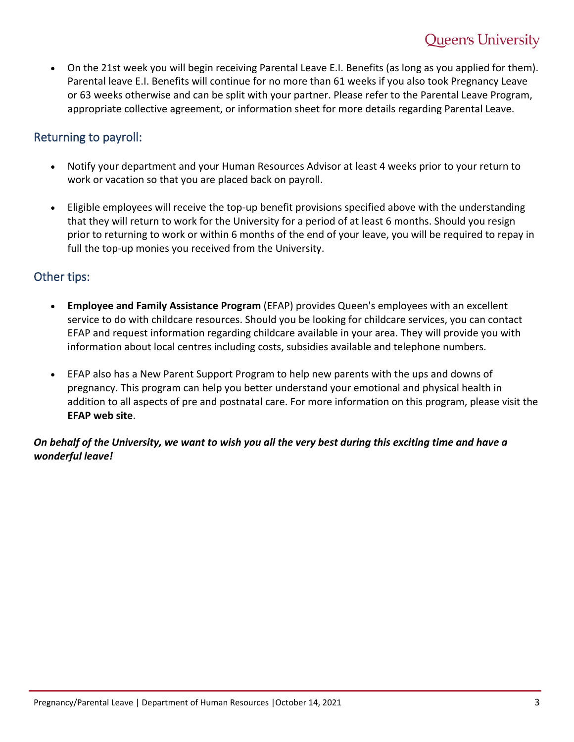- On the 21st week you will begin receiving Parental Leave E.I. Benefits (as long as you applied for them). Parental leave E.I. Benefits will continue for no more than 61 weeks if you also took Pregnancy Leave or 63 weeks otherwise and can be split with your partner. Please refer to the Parental Leave Program, appropriate collective agreement, or information sheet for more details regarding Parental Leave.

## Returning to payroll:

- Notify your department and your Human Resources Advisor at least 4 weeks prior to your return to work or vacation so that you are placed back on payroll.

- Eligible employees will receive the top-up benefit provisions specified above with the understanding that they will return to work for the University for a period of at least 6 months. Should you resign prior to returning to work or within 6 months of the end of your leave, you will be required to repay in full the top-up monies you received from the University.

## Other tips:

- **Employee and Family Assistance Program** (EFAP) provides Queen's employees with an excellent service to do with childcare resources. Should you be looking for childcare services, you can contact EFAP and request information regarding childcare available in your area. They will provide you with information about local centres including costs, subsidies available and telephone numbers.

- EFAP also has a New Parent Support Program to help new parents with the ups and downs of pregnancy. This program can help you better understand your emotional and physical health in addition to all aspects of pre and postnatal care. For more information on this program, please visit the **EFAP web site**.

***On behalf of the University, we want to wish you all the very best during this exciting time and have a wonderful leave!***